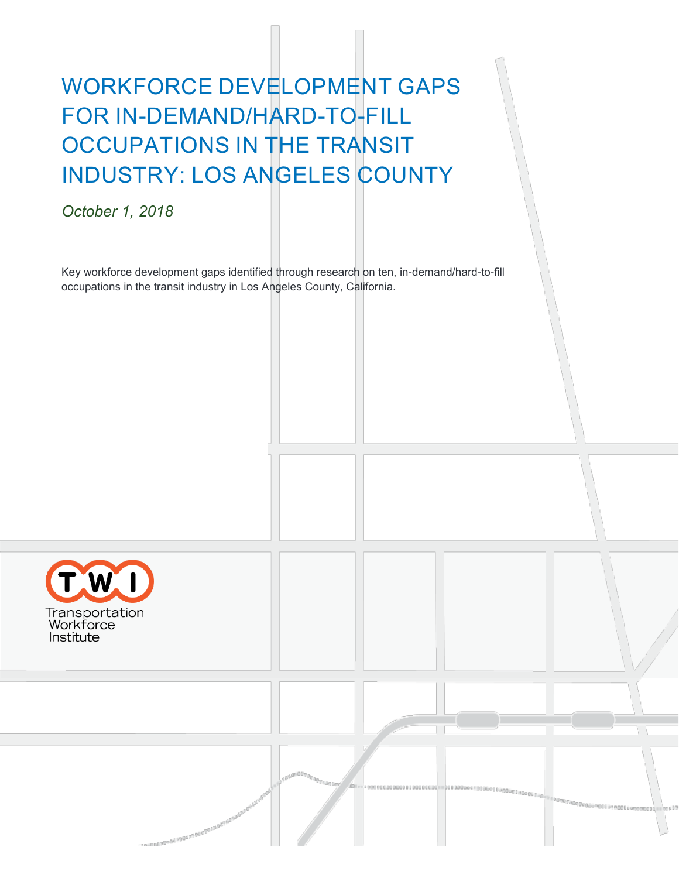# WORKFORCE DEVELOPMENT GAPS FOR IN-DEMAND/HARD-TO-FILL OCCUPATIONS IN THE TRANSIT INDUSTRY: LOS ANGELES COUNTY

*October 1, 2018*

Key workforce development gaps identified through research on ten, in-demand/hard-to-fill occupations in the transit industry in Los Angeles County, California.

TWI

Transportation Workforce Institute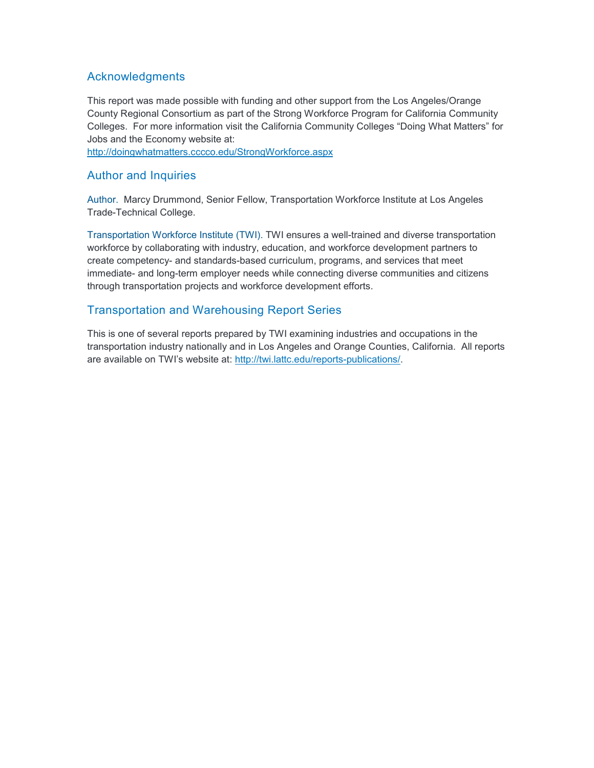## Acknowledgments

This report was made possible with funding and other support from the Los Angeles/Orange County Regional Consortium as part of the Strong Workforce Program for California Community Colleges. For more information visit the California Community Colleges "Doing What Matters" for Jobs and the Economy website at:
http://doingwhatmatters.cccco.edu/StrongWorkforce.aspx

## Author and Inquiries

Author. Marcy Drummond, Senior Fellow, Transportation Workforce Institute at Los Angeles Trade-Technical College.

Transportation Workforce Institute (TWI). TWI ensures a well-trained and diverse transportation workforce by collaborating with industry, education, and workforce development partners to create competency- and standards-based curriculum, programs, and services that meet immediate- and long-term employer needs while connecting diverse communities and citizens through transportation projects and workforce development efforts.

## Transportation and Warehousing Report Series

This is one of several reports prepared by TWI examining industries and occupations in the transportation industry nationally and in Los Angeles and Orange Counties, California. All reports are available on TWI's website at: http://twi.lattc.edu/reports-publications/.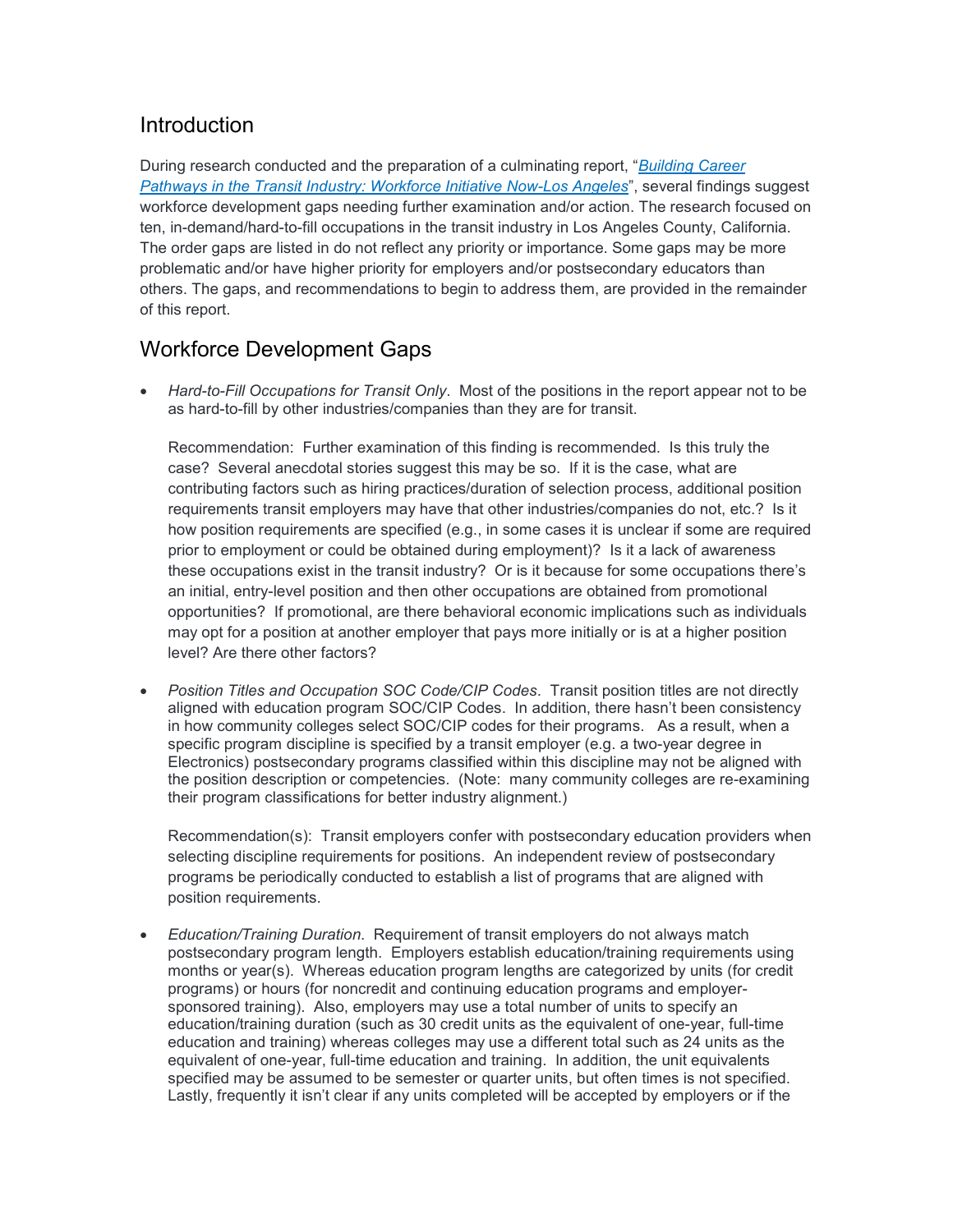## Introduction

During research conducted and the preparation of a culminating report, "*[Building Career Pathways in the Transit Industry: Workforce Initiative Now-Los Angeles](#)*", several findings suggest workforce development gaps needing further examination and/or action. The research focused on ten, in-demand/hard-to-fill occupations in the transit industry in Los Angeles County, California. The order gaps are listed in do not reflect any priority or importance. Some gaps may be more problematic and/or have higher priority for employers and/or postsecondary educators than others. The gaps, and recommendations to begin to address them, are provided in the remainder of this report.

## Workforce Development Gaps

- *Hard-to-Fill Occupations for Transit Only*. Most of the positions in the report appear not to be as hard-to-fill by other industries/companies than they are for transit.

  Recommendation: Further examination of this finding is recommended. Is this truly the case? Several anecdotal stories suggest this may be so. If it is the case, what are contributing factors such as hiring practices/duration of selection process, additional position requirements transit employers may have that other industries/companies do not, etc.? Is it how position requirements are specified (e.g., in some cases it is unclear if some are required prior to employment or could be obtained during employment)? Is it a lack of awareness these occupations exist in the transit industry? Or is it because for some occupations there's an initial, entry-level position and then other occupations are obtained from promotional opportunities? If promotional, are there behavioral economic implications such as individuals may opt for a position at another employer that pays more initially or is at a higher position level? Are there other factors?

- *Position Titles and Occupation SOC Code/CIP Codes*. Transit position titles are not directly aligned with education program SOC/CIP Codes. In addition, there hasn't been consistency in how community colleges select SOC/CIP codes for their programs. As a result, when a specific program discipline is specified by a transit employer (e.g. a two-year degree in Electronics) postsecondary programs classified within this discipline may not be aligned with the position description or competencies. (Note: many community colleges are re-examining their program classifications for better industry alignment.)

  Recommendation(s): Transit employers confer with postsecondary education providers when selecting discipline requirements for positions. An independent review of postsecondary programs be periodically conducted to establish a list of programs that are aligned with position requirements.

- *Education/Training Duration*. Requirement of transit employers do not always match postsecondary program length. Employers establish education/training requirements using months or year(s). Whereas education program lengths are categorized by units (for credit programs) or hours (for noncredit and continuing education programs and employer-sponsored training). Also, employers may use a total number of units to specify an education/training duration (such as 30 credit units as the equivalent of one-year, full-time education and training) whereas colleges may use a different total such as 24 units as the equivalent of one-year, full-time education and training. In addition, the unit equivalents specified may be assumed to be semester or quarter units, but often times is not specified. Lastly, frequently it isn't clear if any units completed will be accepted by employers or if the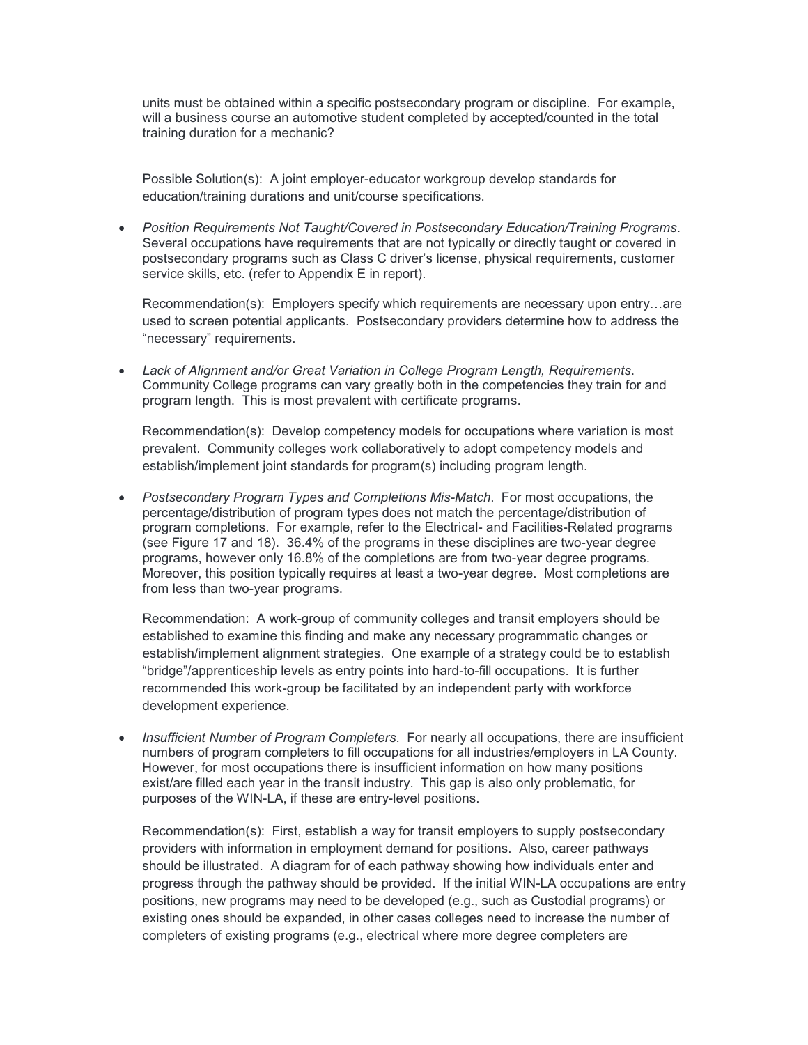units must be obtained within a specific postsecondary program or discipline. For example, will a business course an automotive student completed by accepted/counted in the total training duration for a mechanic?

Possible Solution(s): A joint employer-educator workgroup develop standards for education/training durations and unit/course specifications.

- *Position Requirements Not Taught/Covered in Postsecondary Education/Training Programs*. Several occupations have requirements that are not typically or directly taught or covered in postsecondary programs such as Class C driver's license, physical requirements, customer service skills, etc. (refer to Appendix E in report).

  Recommendation(s): Employers specify which requirements are necessary upon entry…are used to screen potential applicants. Postsecondary providers determine how to address the "necessary" requirements.

- *Lack of Alignment and/or Great Variation in College Program Length, Requirements*. Community College programs can vary greatly both in the competencies they train for and program length. This is most prevalent with certificate programs.

  Recommendation(s): Develop competency models for occupations where variation is most prevalent. Community colleges work collaboratively to adopt competency models and establish/implement joint standards for program(s) including program length.

- *Postsecondary Program Types and Completions Mis-Match*. For most occupations, the percentage/distribution of program types does not match the percentage/distribution of program completions. For example, refer to the Electrical- and Facilities-Related programs (see Figure 17 and 18). 36.4% of the programs in these disciplines are two-year degree programs, however only 16.8% of the completions are from two-year degree programs. Moreover, this position typically requires at least a two-year degree. Most completions are from less than two-year programs.

  Recommendation: A work-group of community colleges and transit employers should be established to examine this finding and make any necessary programmatic changes or establish/implement alignment strategies. One example of a strategy could be to establish "bridge"/apprenticeship levels as entry points into hard-to-fill occupations. It is further recommended this work-group be facilitated by an independent party with workforce development experience.

- *Insufficient Number of Program Completers*. For nearly all occupations, there are insufficient numbers of program completers to fill occupations for all industries/employers in LA County. However, for most occupations there is insufficient information on how many positions exist/are filled each year in the transit industry. This gap is also only problematic, for purposes of the WIN-LA, if these are entry-level positions.

  Recommendation(s): First, establish a way for transit employers to supply postsecondary providers with information in employment demand for positions. Also, career pathways should be illustrated. A diagram for of each pathway showing how individuals enter and progress through the pathway should be provided. If the initial WIN-LA occupations are entry positions, new programs may need to be developed (e.g., such as Custodial programs) or existing ones should be expanded, in other cases colleges need to increase the number of completers of existing programs (e.g., electrical where more degree completers are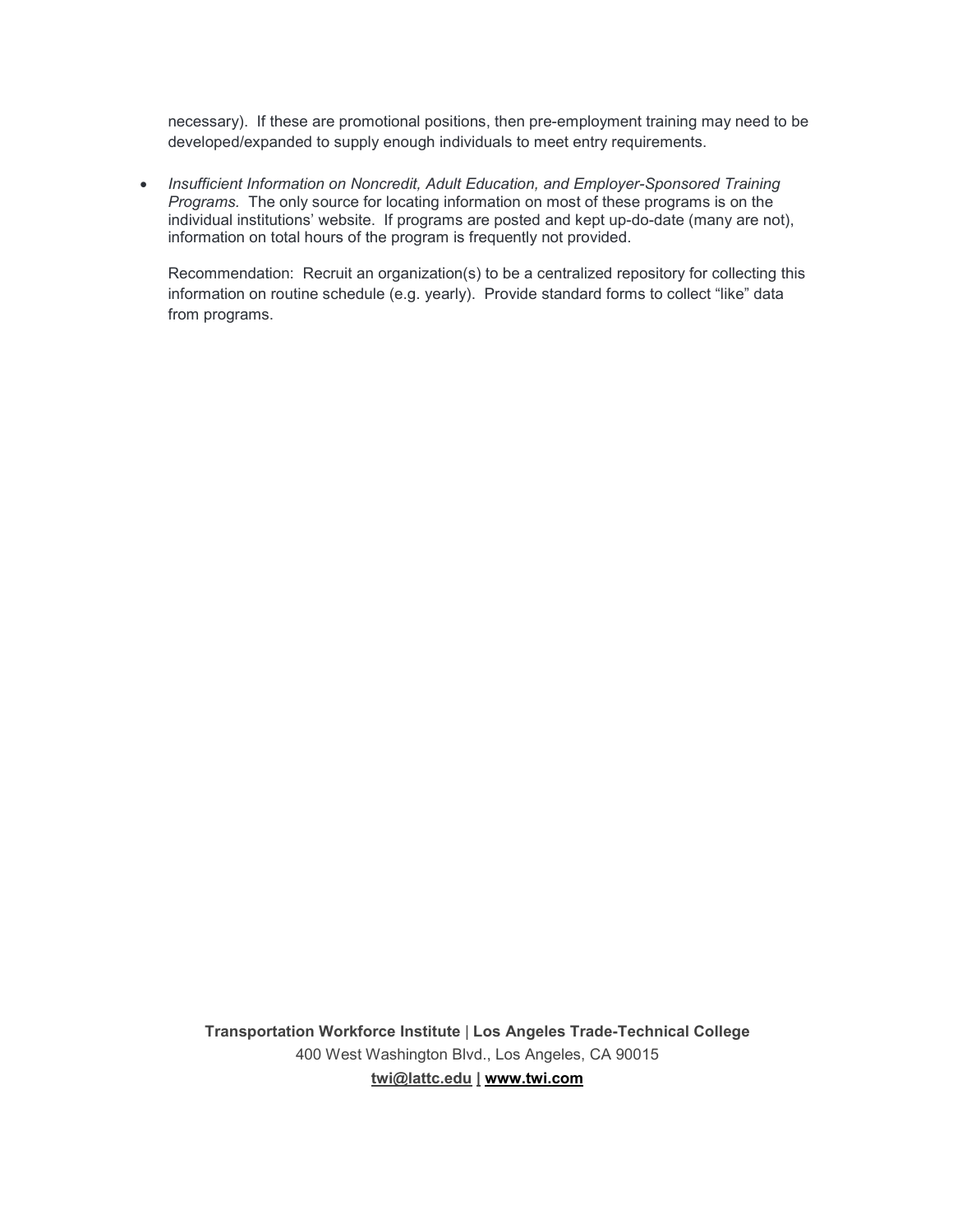necessary). If these are promotional positions, then pre-employment training may need to be developed/expanded to supply enough individuals to meet entry requirements.

- *Insufficient Information on Noncredit, Adult Education, and Employer-Sponsored Training Programs.* The only source for locating information on most of these programs is on the individual institutions' website. If programs are posted and kept up-do-date (many are not), information on total hours of the program is frequently not provided.

  Recommendation: Recruit an organization(s) to be a centralized repository for collecting this information on routine schedule (e.g. yearly). Provide standard forms to collect "like" data from programs.

**Transportation Workforce Institute** | **Los Angeles Trade-Technical College**
400 West Washington Blvd., Los Angeles, CA 90015
**twi@lattc.edu | www.twi.com**